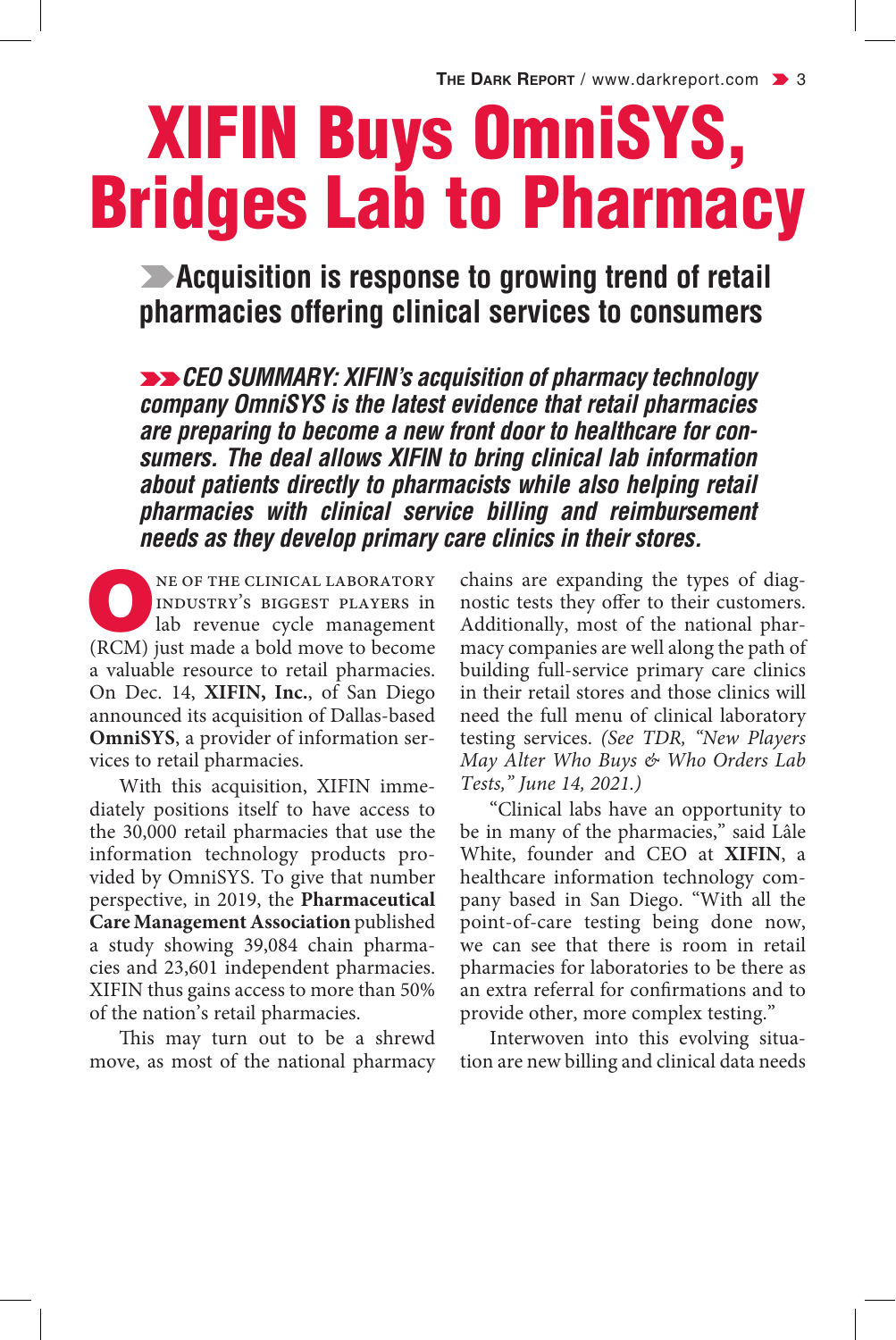# XIFIN Buys OmniSYS, Bridges Lab to Pharmacy

## Acquisition is response to growing trend of retail pharmacies offering clinical services to consumers

***CEO SUMMARY: XIFIN's acquisition of pharmacy technology company OmniSYS is the latest evidence that retail pharmacies are preparing to become a new front door to healthcare for consumers. The deal allows XIFIN to bring clinical lab information about patients directly to pharmacists while also helping retail pharmacies with clinical service billing and reimbursement needs as they develop primary care clinics in their stores.***

One of the clinical laboratory industry's biggest players in lab revenue cycle management (RCM) just made a bold move to become a valuable resource to retail pharmacies. On Dec. 14, **XIFIN, Inc.**, of San Diego announced its acquisition of Dallas-based **OmniSYS**, a provider of information services to retail pharmacies.

With this acquisition, XIFIN immediately positions itself to have access to the 30,000 retail pharmacies that use the information technology products provided by OmniSYS. To give that number perspective, in 2019, the **Pharmaceutical Care Management Association** published a study showing 39,084 chain pharmacies and 23,601 independent pharmacies. XIFIN thus gains access to more than 50% of the nation's retail pharmacies.

This may turn out to be a shrewd move, as most of the national pharmacy chains are expanding the types of diagnostic tests they offer to their customers. Additionally, most of the national pharmacy companies are well along the path of building full-service primary care clinics in their retail stores and those clinics will need the full menu of clinical laboratory testing services. *(See TDR, "New Players May Alter Who Buys & Who Orders Lab Tests," June 14, 2021.)*

"Clinical labs have an opportunity to be in many of the pharmacies," said Lâle White, founder and CEO at **XIFIN**, a healthcare information technology company based in San Diego. "With all the point-of-care testing being done now, we can see that there is room in retail pharmacies for laboratories to be there as an extra referral for confirmations and to provide other, more complex testing."

Interwoven into this evolving situation are new billing and clinical data needs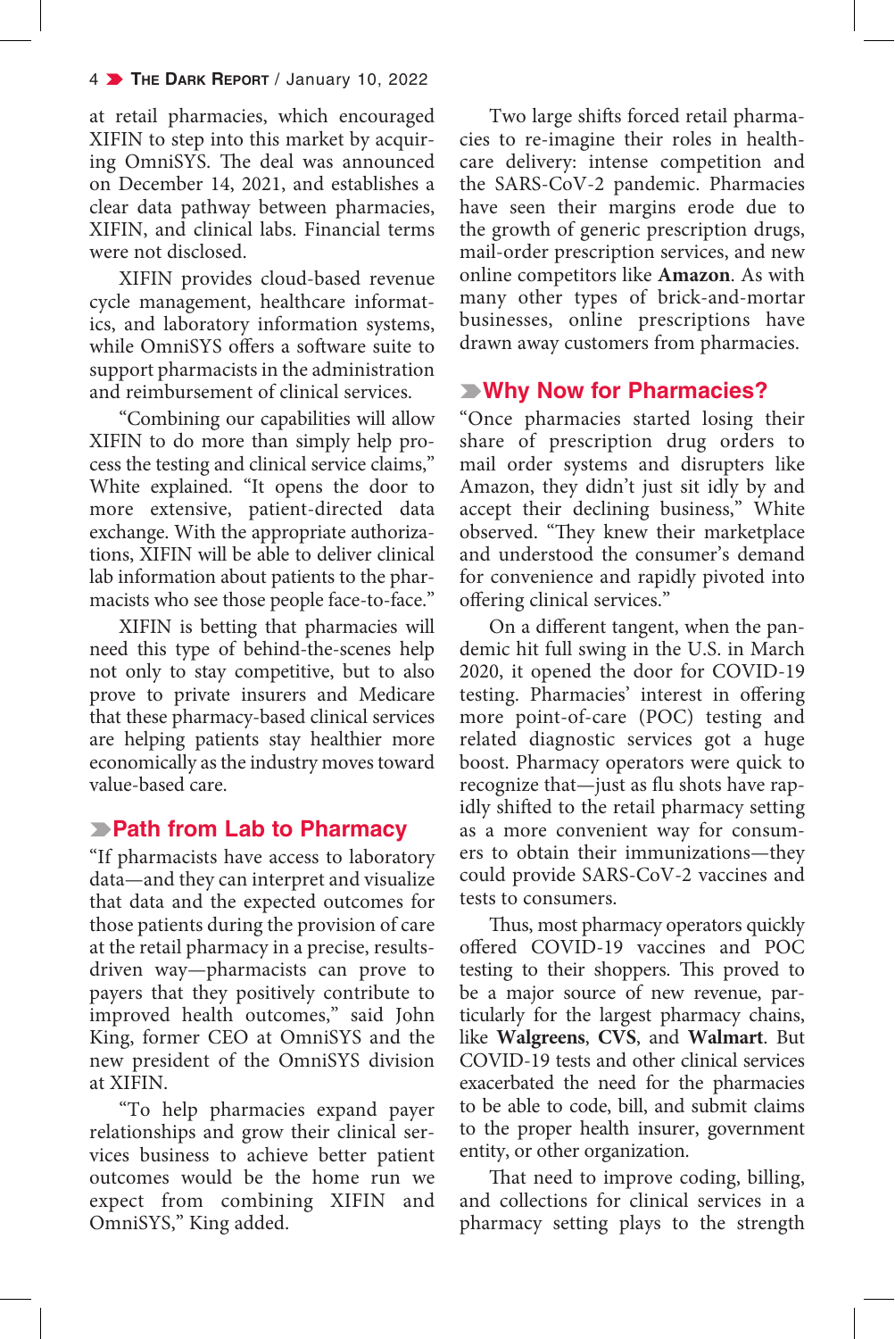at retail pharmacies, which encouraged XIFIN to step into this market by acquiring OmniSYS. The deal was announced on December 14, 2021, and establishes a clear data pathway between pharmacies, XIFIN, and clinical labs. Financial terms were not disclosed.

XIFIN provides cloud-based revenue cycle management, healthcare informatics, and laboratory information systems, while OmniSYS offers a software suite to support pharmacists in the administration and reimbursement of clinical services.

"Combining our capabilities will allow XIFIN to do more than simply help process the testing and clinical service claims," White explained. "It opens the door to more extensive, patient-directed data exchange. With the appropriate authorizations, XIFIN will be able to deliver clinical lab information about patients to the pharmacists who see those people face-to-face."

XIFIN is betting that pharmacies will need this type of behind-the-scenes help not only to stay competitive, but to also prove to private insurers and Medicare that these pharmacy-based clinical services are helping patients stay healthier more economically as the industry moves toward value-based care.

## Path from Lab to Pharmacy

"If pharmacists have access to laboratory data—and they can interpret and visualize that data and the expected outcomes for those patients during the provision of care at the retail pharmacy in a precise, results-driven way—pharmacists can prove to payers that they positively contribute to improved health outcomes," said John King, former CEO at OmniSYS and the new president of the OmniSYS division at XIFIN.

"To help pharmacies expand payer relationships and grow their clinical services business to achieve better patient outcomes would be the home run we expect from combining XIFIN and OmniSYS," King added.

Two large shifts forced retail pharmacies to re-imagine their roles in healthcare delivery: intense competition and the SARS-CoV-2 pandemic. Pharmacies have seen their margins erode due to the growth of generic prescription drugs, mail-order prescription services, and new online competitors like **Amazon**. As with many other types of brick-and-mortar businesses, online prescriptions have drawn away customers from pharmacies.

## Why Now for Pharmacies?

"Once pharmacies started losing their share of prescription drug orders to mail order systems and disrupters like Amazon, they didn't just sit idly by and accept their declining business," White observed. "They knew their marketplace and understood the consumer's demand for convenience and rapidly pivoted into offering clinical services."

On a different tangent, when the pandemic hit full swing in the U.S. in March 2020, it opened the door for COVID-19 testing. Pharmacies' interest in offering more point-of-care (POC) testing and related diagnostic services got a huge boost. Pharmacy operators were quick to recognize that—just as flu shots have rapidly shifted to the retail pharmacy setting as a more convenient way for consumers to obtain their immunizations—they could provide SARS-CoV-2 vaccines and tests to consumers.

Thus, most pharmacy operators quickly offered COVID-19 vaccines and POC testing to their shoppers. This proved to be a major source of new revenue, particularly for the largest pharmacy chains, like **Walgreens**, **CVS**, and **Walmart**. But COVID-19 tests and other clinical services exacerbated the need for the pharmacies to be able to code, bill, and submit claims to the proper health insurer, government entity, or other organization.

That need to improve coding, billing, and collections for clinical services in a pharmacy setting plays to the strength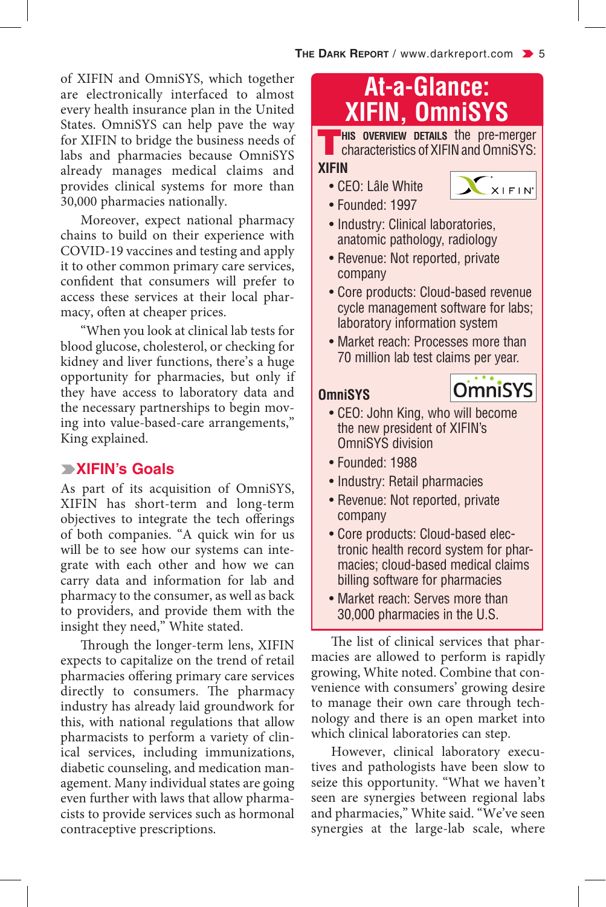of XIFIN and OmniSYS, which together are electronically interfaced to almost every health insurance plan in the United States. OmniSYS can help pave the way for XIFIN to bridge the business needs of labs and pharmacies because OmniSYS already manages medical claims and provides clinical systems for more than 30,000 pharmacies nationally.

Moreover, expect national pharmacy chains to build on their experience with COVID-19 vaccines and testing and apply it to other common primary care services, confident that consumers will prefer to access these services at their local pharmacy, often at cheaper prices.

"When you look at clinical lab tests for blood glucose, cholesterol, or checking for kidney and liver functions, there's a huge opportunity for pharmacies, but only if they have access to laboratory data and the necessary partnerships to begin moving into value-based-care arrangements," King explained.

## XIFIN's Goals

As part of its acquisition of OmniSYS, XIFIN has short-term and long-term objectives to integrate the tech offerings of both companies. "A quick win for us will be to see how our systems can integrate with each other and how we can carry data and information for lab and pharmacy to the consumer, as well as back to providers, and provide them with the insight they need," White stated.

Through the longer-term lens, XIFIN expects to capitalize on the trend of retail pharmacies offering primary care services directly to consumers. The pharmacy industry has already laid groundwork for this, with national regulations that allow pharmacists to perform a variety of clinical services, including immunizations, diabetic counseling, and medication management. Many individual states are going even further with laws that allow pharmacists to provide services such as hormonal contraceptive prescriptions.

## At-a-Glance: XIFIN, OmniSYS

**This overview details** the pre-merger characteristics of XIFIN and OmniSYS:

**XIFIN**

- CEO: Lâle White
- Founded: 1997
- Industry: Clinical laboratories, anatomic pathology, radiology
- Revenue: Not reported, private company
- Core products: Cloud-based revenue cycle management software for labs; laboratory information system
- Market reach: Processes more than 70 million lab test claims per year.

**OmniSYS**

- CEO: John King, who will become the new president of XIFIN's OmniSYS division
- Founded: 1988
- Industry: Retail pharmacies
- Revenue: Not reported, private company
- Core products: Cloud-based electronic health record system for pharmacies; cloud-based medical claims billing software for pharmacies
- Market reach: Serves more than 30,000 pharmacies in the U.S.

The list of clinical services that pharmacies are allowed to perform is rapidly growing, White noted. Combine that convenience with consumers' growing desire to manage their own care through technology and there is an open market into which clinical laboratories can step.

However, clinical laboratory executives and pathologists have been slow to seize this opportunity. "What we haven't seen are synergies between regional labs and pharmacies," White said. "We've seen synergies at the large-lab scale, where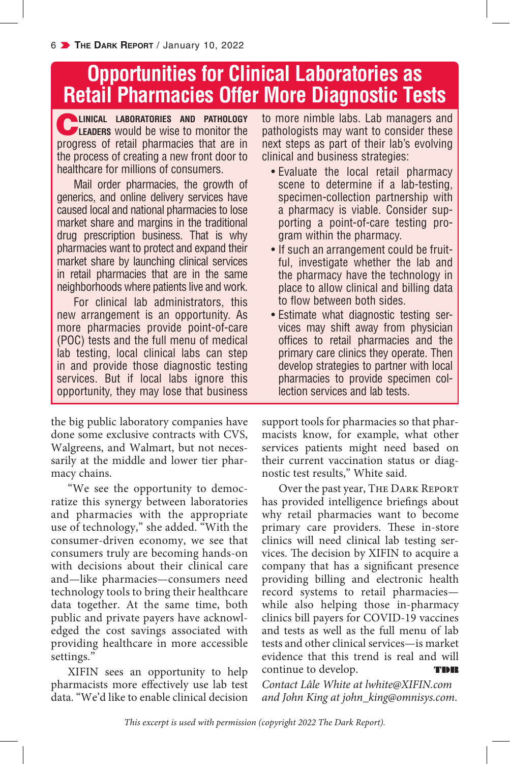## Opportunities for Clinical Laboratories as Retail Pharmacies Offer More Diagnostic Tests

**Clinical laboratories and pathology leaders** would be wise to monitor the progress of retail pharmacies that are in the process of creating a new front door to healthcare for millions of consumers.

Mail order pharmacies, the growth of generics, and online delivery services have caused local and national pharmacies to lose market share and margins in the traditional drug prescription business. That is why pharmacies want to protect and expand their market share by launching clinical services in retail pharmacies that are in the same neighborhoods where patients live and work.

For clinical lab administrators, this new arrangement is an opportunity. As more pharmacies provide point-of-care (POC) tests and the full menu of medical lab testing, local clinical labs can step in and provide those diagnostic testing services. But if local labs ignore this opportunity, they may lose that business to more nimble labs. Lab managers and pathologists may want to consider these next steps as part of their lab's evolving clinical and business strategies:

- Evaluate the local retail pharmacy scene to determine if a lab-testing, specimen-collection partnership with a pharmacy is viable. Consider supporting a point-of-care testing program within the pharmacy.
- If such an arrangement could be fruitful, investigate whether the lab and the pharmacy have the technology in place to allow clinical and billing data to flow between both sides.
- Estimate what diagnostic testing services may shift away from physician offices to retail pharmacies and the primary care clinics they operate. Then develop strategies to partner with local pharmacies to provide specimen collection services and lab tests.

the big public laboratory companies have done some exclusive contracts with CVS, Walgreens, and Walmart, but not necessarily at the middle and lower tier pharmacy chains.

"We see the opportunity to democratize this synergy between laboratories and pharmacies with the appropriate use of technology," she added. "With the consumer-driven economy, we see that consumers truly are becoming hands-on with decisions about their clinical care and—like pharmacies—consumers need technology tools to bring their healthcare data together. At the same time, both public and private payers have acknowledged the cost savings associated with providing healthcare in more accessible settings."

XIFIN sees an opportunity to help pharmacists more effectively use lab test data. "We'd like to enable clinical decision support tools for pharmacies so that pharmacists know, for example, what other services patients might need based on their current vaccination status or diagnostic test results," White said.

Over the past year, The Dark Report has provided intelligence briefings about why retail pharmacies want to become primary care providers. These in-store clinics will need clinical lab testing services. The decision by XIFIN to acquire a company that has a significant presence providing billing and electronic health record systems to retail pharmacies—while also helping those in-pharmacy clinics bill payers for COVID-19 vaccines and tests as well as the full menu of lab tests and other clinical services—is market evidence that this trend is real and will continue to develop. **TDR**

*Contact Lâle White at lwhite@XIFIN.com and John King at john_king@omnisys.com.*

*This excerpt is used with permission (copyright 2022 The Dark Report).*